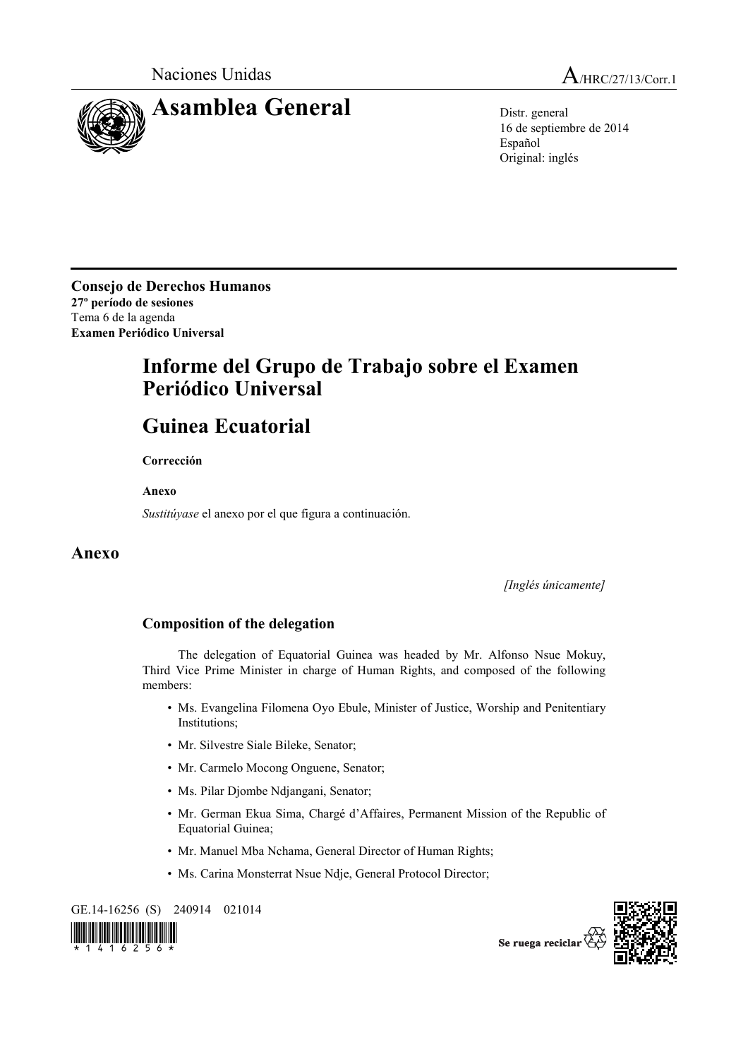Naciones Unidas A/HRC/27/13/Corr.1

# Asamblea General

Distr. general
16 de septiembre de 2014
Español
Original: inglés

**Consejo de Derechos Humanos**
**27º período de sesiones**
Tema 6 de la agenda
**Examen Periódico Universal**

# Informe del Grupo de Trabajo sobre el Examen Periódico Universal

# Guinea Ecuatorial

**Corrección**

**Anexo**

*Sustitúyase* el anexo por el que figura a continuación.

## Anexo

*[Inglés únicamente]*

### Composition of the delegation

The delegation of Equatorial Guinea was headed by Mr. Alfonso Nsue Mokuy, Third Vice Prime Minister in charge of Human Rights, and composed of the following members:

- Ms. Evangelina Filomena Oyo Ebule, Minister of Justice, Worship and Penitentiary Institutions;
- Mr. Silvestre Siale Bileke, Senator;
- Mr. Carmelo Mocong Onguene, Senator;
- Ms. Pilar Djombe Ndjangani, Senator;
- Mr. German Ekua Sima, Chargé d'Affaires, Permanent Mission of the Republic of Equatorial Guinea;
- Mr. Manuel Mba Nchama, General Director of Human Rights;
- Ms. Carina Monsterrat Nsue Ndje, General Protocol Director;

GE.14-16256 (S) 240914 021014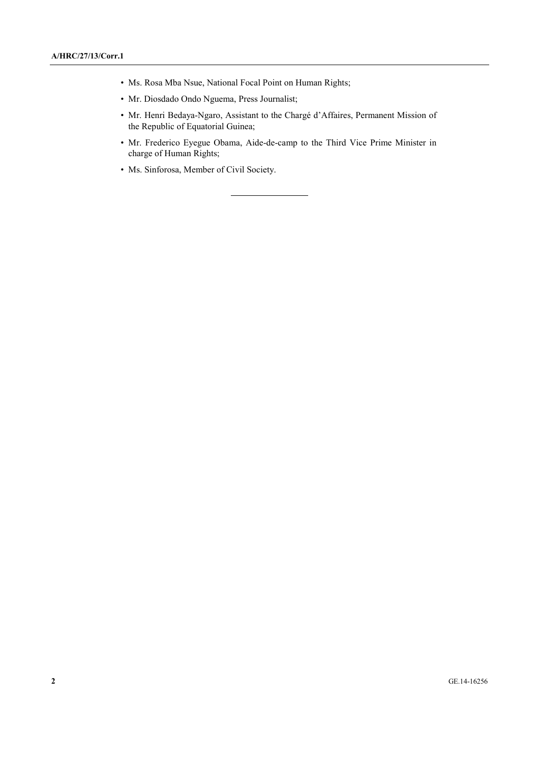- Ms. Rosa Mba Nsue, National Focal Point on Human Rights;
- Mr. Diosdado Ondo Nguema, Press Journalist;
- Mr. Henri Bedaya-Ngaro, Assistant to the Chargé d'Affaires, Permanent Mission of the Republic of Equatorial Guinea;
- Mr. Frederico Eyegue Obama, Aide-de-camp to the Third Vice Prime Minister in charge of Human Rights;
- Ms. Sinforosa, Member of Civil Society.